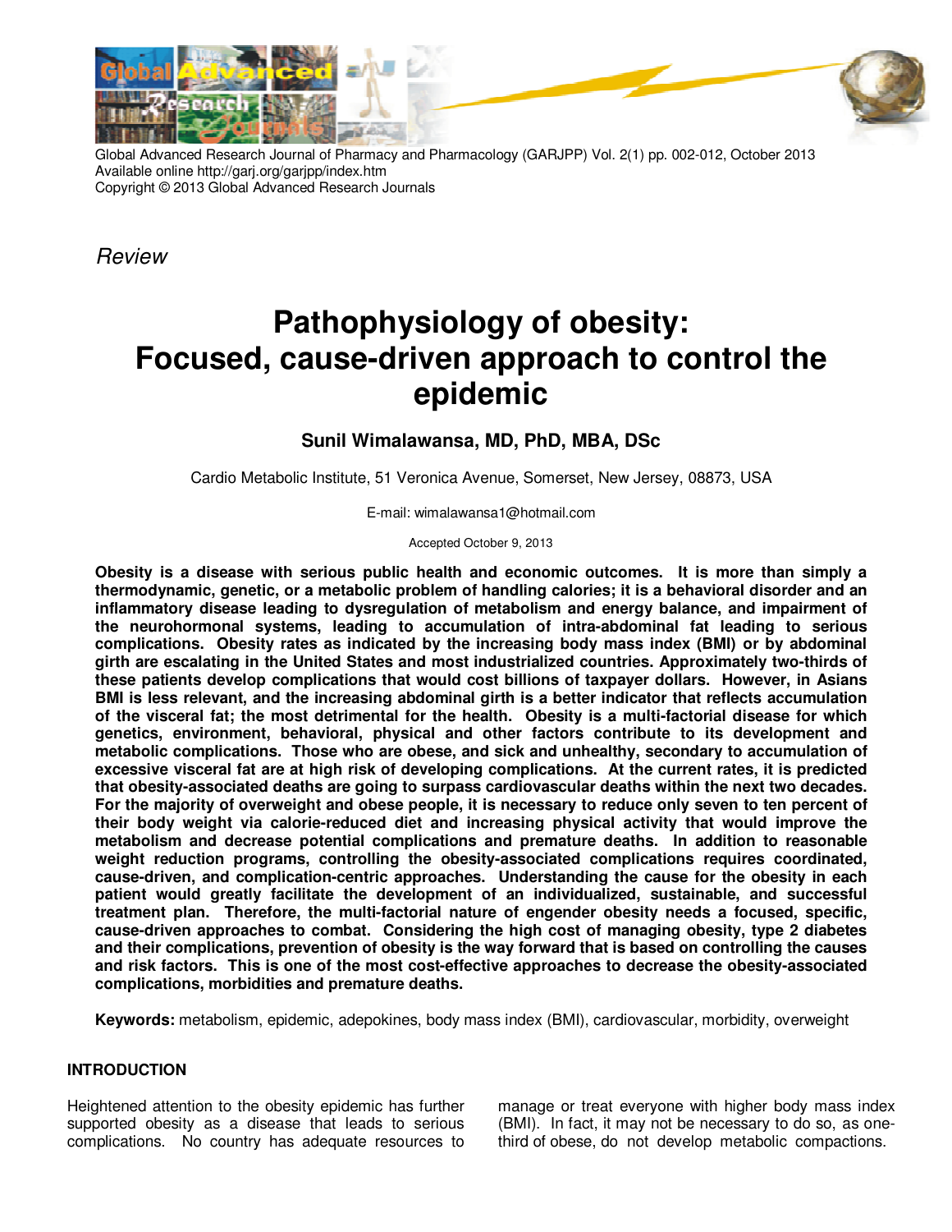Global Advanced Research Journal of Pharmacy and Pharmacology (GARJPP) Vol. 2(1) pp. 002-012, October 2013
Available online http://garj.org/garjpp/index.htm
Copyright © 2013 Global Advanced Research Journals

*Review*

# Pathophysiology of obesity: Focused, cause-driven approach to control the epidemic

### Sunil Wimalawansa, MD, PhD, MBA, DSc

Cardio Metabolic Institute, 51 Veronica Avenue, Somerset, New Jersey, 08873, USA

E-mail: wimalawansa1@hotmail.com

Accepted October 9, 2013

**Obesity is a disease with serious public health and economic outcomes. It is more than simply a thermodynamic, genetic, or a metabolic problem of handling calories; it is a behavioral disorder and an inflammatory disease leading to dysregulation of metabolism and energy balance, and impairment of the neurohormonal systems, leading to accumulation of intra-abdominal fat leading to serious complications. Obesity rates as indicated by the increasing body mass index (BMI) or by abdominal girth are escalating in the United States and most industrialized countries. Approximately two-thirds of these patients develop complications that would cost billions of taxpayer dollars. However, in Asians BMI is less relevant, and the increasing abdominal girth is a better indicator that reflects accumulation of the visceral fat; the most detrimental for the health. Obesity is a multi-factorial disease for which genetics, environment, behavioral, physical and other factors contribute to its development and metabolic complications. Those who are obese, and sick and unhealthy, secondary to accumulation of excessive visceral fat are at high risk of developing complications. At the current rates, it is predicted that obesity-associated deaths are going to surpass cardiovascular deaths within the next two decades. For the majority of overweight and obese people, it is necessary to reduce only seven to ten percent of their body weight via calorie-reduced diet and increasing physical activity that would improve the metabolism and decrease potential complications and premature deaths. In addition to reasonable weight reduction programs, controlling the obesity-associated complications requires coordinated, cause-driven, and complication-centric approaches. Understanding the cause for the obesity in each patient would greatly facilitate the development of an individualized, sustainable, and successful treatment plan. Therefore, the multi-factorial nature of engender obesity needs a focused, specific, cause-driven approaches to combat. Considering the high cost of managing obesity, type 2 diabetes and their complications, prevention of obesity is the way forward that is based on controlling the causes and risk factors. This is one of the most cost-effective approaches to decrease the obesity-associated complications, morbidities and premature deaths.**

**Keywords:** metabolism, epidemic, adepokines, body mass index (BMI), cardiovascular, morbidity, overweight

## INTRODUCTION

Heightened attention to the obesity epidemic has further supported obesity as a disease that leads to serious complications. No country has adequate resources to manage or treat everyone with higher body mass index (BMI). In fact, it may not be necessary to do so, as one-third of obese, do not develop metabolic compactions.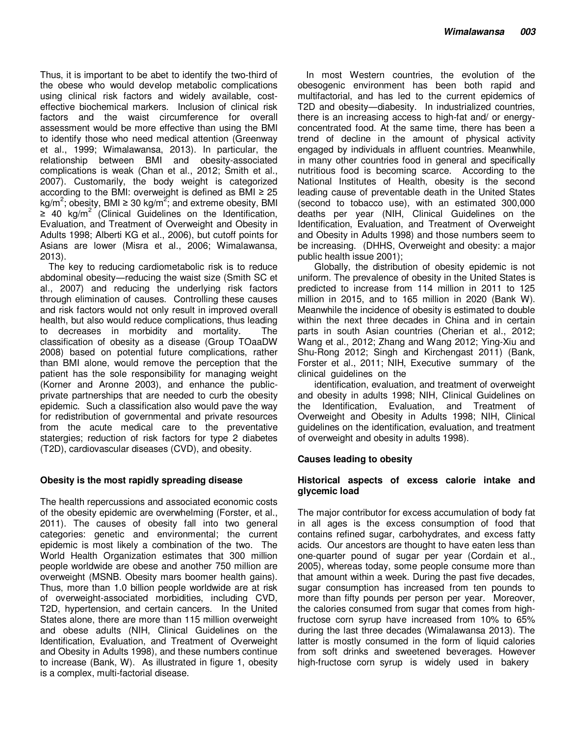Thus, it is important to be abet to identify the two-third of the obese who would develop metabolic complications using clinical risk factors and widely available, cost-effective biochemical markers. Inclusion of clinical risk factors and the waist circumference for overall assessment would be more effective than using the BMI to identify those who need medical attention (Greenway et al., 1999; Wimalawansa, 2013). In particular, the relationship between BMI and obesity-associated complications is weak (Chan et al., 2012; Smith et al., 2007). Customarily, the body weight is categorized according to the BMI: overweight is defined as BMI ≥ 25 $kg/m^2$; obesity, BMI ≥ 30 $kg/m^2$; and extreme obesity, BMI ≥ 40 $kg/m^2$ (Clinical Guidelines on the Identification, Evaluation, and Treatment of Overweight and Obesity in Adults 1998; Alberti KG et al., 2006), but cutoff points for Asians are lower (Misra et al., 2006; Wimalawansa, 2013).

The key to reducing cardiometabolic risk is to reduce abdominal obesity—reducing the waist size (Smith SC et al., 2007) and reducing the underlying risk factors through elimination of causes. Controlling these causes and risk factors would not only result in improved overall health, but also would reduce complications, thus leading to decreases in morbidity and mortality. The classification of obesity as a disease (Group TOaaDW 2008) based on potential future complications, rather than BMI alone, would remove the perception that the patient has the sole responsibility for managing weight (Korner and Aronne 2003), and enhance the public-private partnerships that are needed to curb the obesity epidemic. Such a classification also would pave the way for redistribution of governmental and private resources from the acute medical care to the preventative statergies; reduction of risk factors for type 2 diabetes (T2D), cardiovascular diseases (CVD), and obesity.

## Obesity is the most rapidly spreading disease

The health repercussions and associated economic costs of the obesity epidemic are overwhelming (Forster, et al., 2011). The causes of obesity fall into two general categories: genetic and environmental; the current epidemic is most likely a combination of the two. The World Health Organization estimates that 300 million people worldwide are obese and another 750 million are overweight (MSNB. Obesity mars boomer health gains). Thus, more than 1.0 billion people worldwide are at risk of overweight-associated morbidities, including CVD, T2D, hypertension, and certain cancers. In the United States alone, there are more than 115 million overweight and obese adults (NIH, Clinical Guidelines on the Identification, Evaluation, and Treatment of Overweight and Obesity in Adults 1998), and these numbers continue to increase (Bank, W). As illustrated in figure 1, obesity is a complex, multi-factorial disease.

In most Western countries, the evolution of the obesogenic environment has been both rapid and multifactorial, and has led to the current epidemics of T2D and obesity—diabesity. In industrialized countries, there is an increasing access to high-fat and/ or energy-concentrated food. At the same time, there has been a trend of decline in the amount of physical activity engaged by individuals in affluent countries. Meanwhile, in many other countries food in general and specifically nutritious food is becoming scarce. According to the National Institutes of Health, obesity is the second leading cause of preventable death in the United States (second to tobacco use), with an estimated 300,000 deaths per year (NIH, Clinical Guidelines on the Identification, Evaluation, and Treatment of Overweight and Obesity in Adults 1998) and those numbers seem to be increasing. (DHHS, Overweight and obesity: a major public health issue 2001);

Globally, the distribution of obesity epidemic is not uniform. The prevalence of obesity in the United States is predicted to increase from 114 million in 2011 to 125 million in 2015, and to 165 million in 2020 (Bank W). Meanwhile the incidence of obesity is estimated to double within the next three decades in China and in certain parts in south Asian countries (Cherian et al., 2012; Wang et al., 2012; Zhang and Wang 2012; Ying-Xiu and Shu-Rong 2012; Singh and Kirchengast 2011) (Bank, Forster et al., 2011; NIH, Executive summary of the clinical guidelines on the identification, evaluation, and treatment of overweight and obesity in adults 1998; NIH, Clinical Guidelines on the Identification, Evaluation, and Treatment of Overweight and Obesity in Adults 1998; NIH, Clinical guidelines on the identification, evaluation, and treatment of overweight and obesity in adults 1998).

## Causes leading to obesity

### Historical aspects of excess calorie intake and glycemic load

The major contributor for excess accumulation of body fat in all ages is the excess consumption of food that contains refined sugar, carbohydrates, and excess fatty acids. Our ancestors are thought to have eaten less than one-quarter pound of sugar per year (Cordain et al., 2005), whereas today, some people consume more than that amount within a week. During the past five decades, sugar consumption has increased from ten pounds to more than fifty pounds per person per year. Moreover, the calories consumed from sugar that comes from high-fructose corn syrup have increased from 10% to 65% during the last three decades (Wimalawansa 2013). The latter is mostly consumed in the form of liquid calories from soft drinks and sweetened beverages. However high-fructose corn syrup is widely used in bakery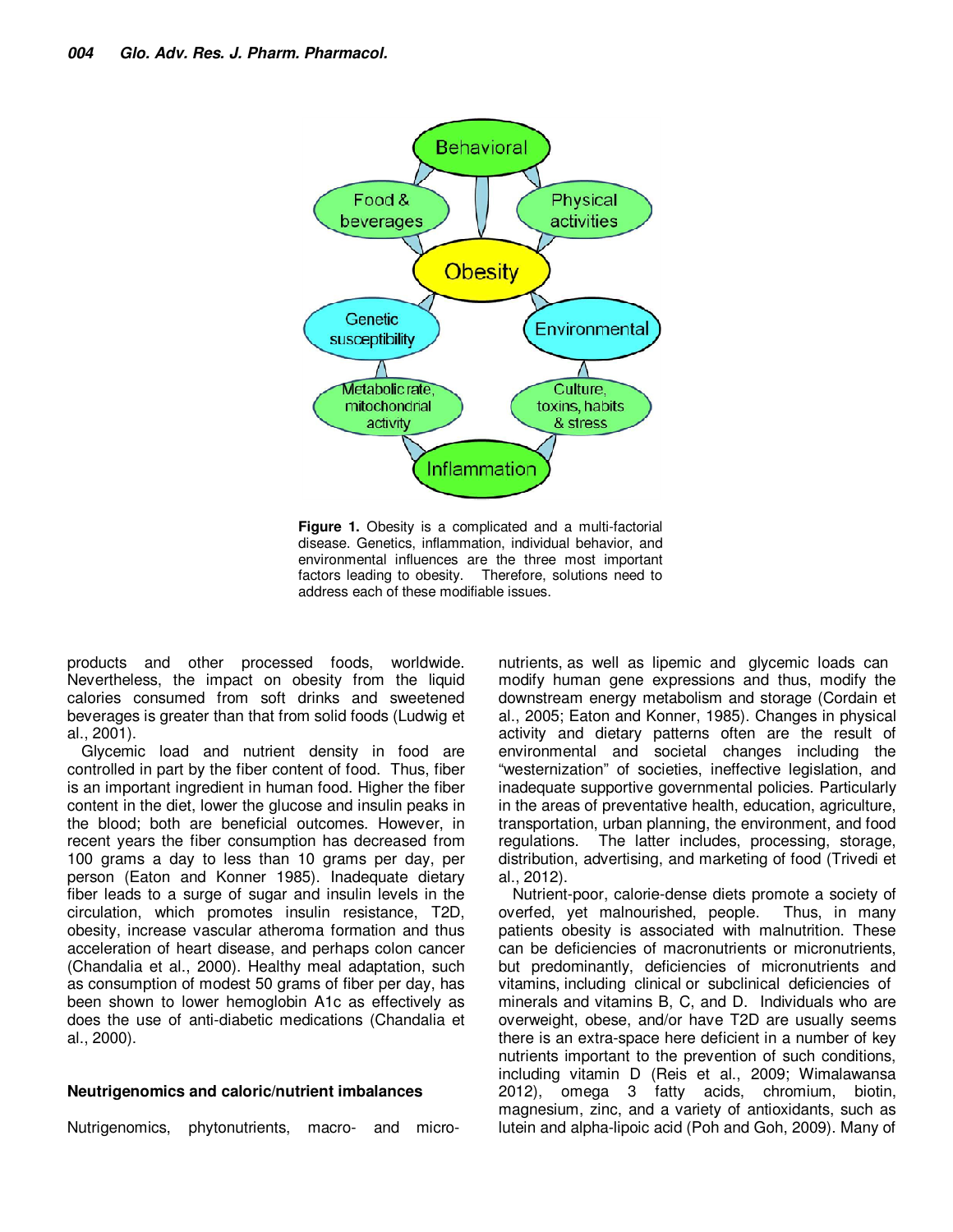**Figure 1.** Obesity is a complicated and a multi-factorial disease. Genetics, inflammation, individual behavior, and environmental influences are the three most important factors leading to obesity. Therefore, solutions need to address each of these modifiable issues.

products and other processed foods, worldwide. Nevertheless, the impact on obesity from the liquid calories consumed from soft drinks and sweetened beverages is greater than that from solid foods (Ludwig et al., 2001).

Glycemic load and nutrient density in food are controlled in part by the fiber content of food. Thus, fiber is an important ingredient in human food. Higher the fiber content in the diet, lower the glucose and insulin peaks in the blood; both are beneficial outcomes. However, in recent years the fiber consumption has decreased from 100 grams a day to less than 10 grams per day, per person (Eaton and Konner 1985). Inadequate dietary fiber leads to a surge of sugar and insulin levels in the circulation, which promotes insulin resistance, T2D, obesity, increase vascular atheroma formation and thus acceleration of heart disease, and perhaps colon cancer (Chandalia et al., 2000). Healthy meal adaptation, such as consumption of modest 50 grams of fiber per day, has been shown to lower hemoglobin A1c as effectively as does the use of anti-diabetic medications (Chandalia et al., 2000).

### Neutrigenomics and caloric/nutrient imbalances

Nutrigenomics, phytonutrients, macro- and micro-nutrients, as well as lipemic and glycemic loads can modify human gene expressions and thus, modify the downstream energy metabolism and storage (Cordain et al., 2005; Eaton and Konner, 1985). Changes in physical activity and dietary patterns often are the result of environmental and societal changes including the "westernization" of societies, ineffective legislation, and inadequate supportive governmental policies. Particularly in the areas of preventative health, education, agriculture, transportation, urban planning, the environment, and food regulations. The latter includes, processing, storage, distribution, advertising, and marketing of food (Trivedi et al., 2012).

Nutrient-poor, calorie-dense diets promote a society of overfed, yet malnourished, people. Thus, in many patients obesity is associated with malnutrition. These can be deficiencies of macronutrients or micronutrients, but predominantly, deficiencies of micronutrients and vitamins, including clinical or subclinical deficiencies of minerals and vitamins B, C, and D. Individuals who are overweight, obese, and/or have T2D are usually seems there is an extra-space here deficient in a number of key nutrients important to the prevention of such conditions, including vitamin D (Reis et al., 2009; Wimalawansa 2012), omega 3 fatty acids, chromium, biotin, magnesium, zinc, and a variety of antioxidants, such as lutein and alpha-lipoic acid (Poh and Goh, 2009). Many of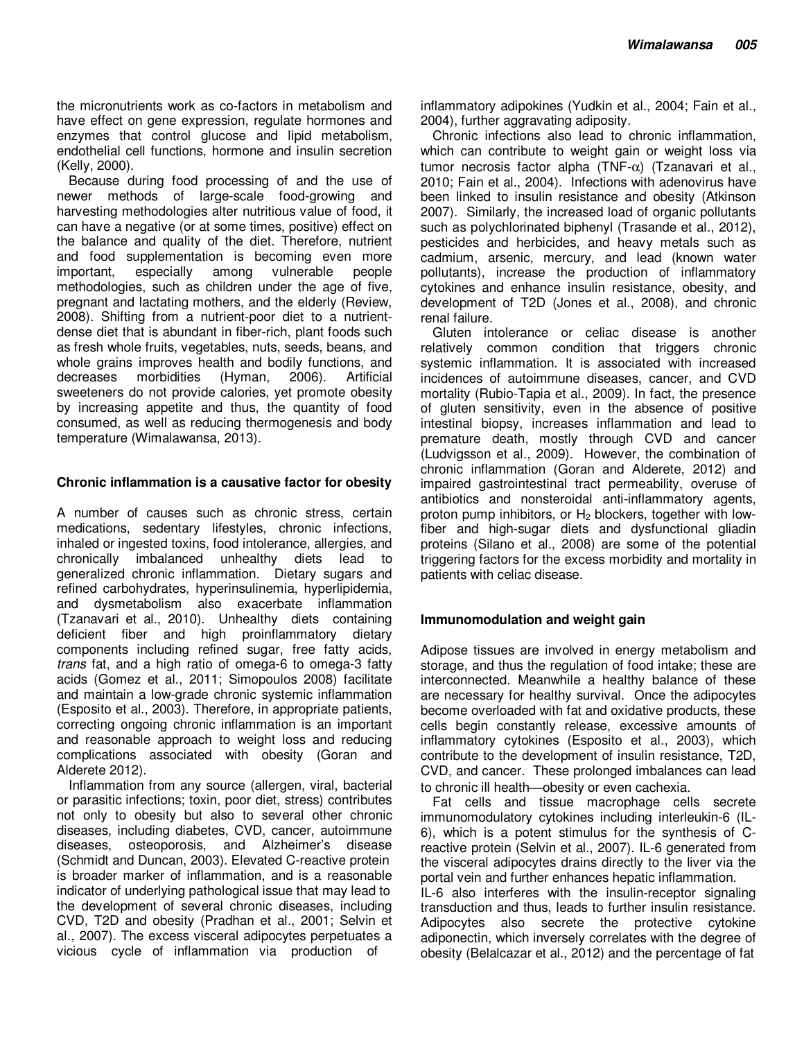the micronutrients work as co-factors in metabolism and have effect on gene expression, regulate hormones and enzymes that control glucose and lipid metabolism, endothelial cell functions, hormone and insulin secretion (Kelly, 2000).

Because during food processing of and the use of newer methods of large-scale food-growing and harvesting methodologies alter nutritious value of food, it can have a negative (or at some times, positive) effect on the balance and quality of the diet. Therefore, nutrient and food supplementation is becoming even more important, especially among vulnerable people methodologies, such as children under the age of five, pregnant and lactating mothers, and the elderly (Review, 2008). Shifting from a nutrient-poor diet to a nutrient-dense diet that is abundant in fiber-rich, plant foods such as fresh whole fruits, vegetables, nuts, seeds, beans, and whole grains improves health and bodily functions, and decreases morbidities (Hyman, 2006). Artificial sweeteners do not provide calories, yet promote obesity by increasing appetite and thus, the quantity of food consumed, as well as reducing thermogenesis and body temperature (Wimalawansa, 2013).

## Chronic inflammation is a causative factor for obesity

A number of causes such as chronic stress, certain medications, sedentary lifestyles, chronic infections, inhaled or ingested toxins, food intolerance, allergies, and chronically imbalanced unhealthy diets lead to generalized chronic inflammation. Dietary sugars and refined carbohydrates, hyperinsulinemia, hyperlipidemia, and dysmetabolism also exacerbate inflammation (Tzanavari et al., 2010). Unhealthy diets containing deficient fiber and high proinflammatory dietary components including refined sugar, free fatty acids, *trans* fat, and a high ratio of omega-6 to omega-3 fatty acids (Gomez et al., 2011; Simopoulos 2008) facilitate and maintain a low-grade chronic systemic inflammation (Esposito et al., 2003). Therefore, in appropriate patients, correcting ongoing chronic inflammation is an important and reasonable approach to weight loss and reducing complications associated with obesity (Goran and Alderete 2012).

Inflammation from any source (allergen, viral, bacterial or parasitic infections; toxin, poor diet, stress) contributes not only to obesity but also to several other chronic diseases, including diabetes, CVD, cancer, autoimmune diseases, osteoporosis, and Alzheimer's disease (Schmidt and Duncan, 2003). Elevated C-reactive protein is broader marker of inflammation, and is a reasonable indicator of underlying pathological issue that may lead to the development of several chronic diseases, including CVD, T2D and obesity (Pradhan et al., 2001; Selvin et al., 2007). The excess visceral adipocytes perpetuates a vicious cycle of inflammation via production of inflammatory adipokines (Yudkin et al., 2004; Fain et al., 2004), further aggravating adiposity.

Chronic infections also lead to chronic inflammation, which can contribute to weight gain or weight loss via tumor necrosis factor alpha (TNF-$\alpha$) (Tzanavari et al., 2010; Fain et al., 2004). Infections with adenovirus have been linked to insulin resistance and obesity (Atkinson 2007). Similarly, the increased load of organic pollutants such as polychlorinated biphenyl (Trasande et al., 2012), pesticides and herbicides, and heavy metals such as cadmium, arsenic, mercury, and lead (known water pollutants), increase the production of inflammatory cytokines and enhance insulin resistance, obesity, and development of T2D (Jones et al., 2008), and chronic renal failure.

Gluten intolerance or celiac disease is another relatively common condition that triggers chronic systemic inflammation. It is associated with increased incidences of autoimmune diseases, cancer, and CVD mortality (Rubio-Tapia et al., 2009). In fact, the presence of gluten sensitivity, even in the absence of positive intestinal biopsy, increases inflammation and lead to premature death, mostly through CVD and cancer (Ludvigsson et al., 2009). However, the combination of chronic inflammation (Goran and Alderete, 2012) and impaired gastrointestinal tract permeability, overuse of antibiotics and nonsteroidal anti-inflammatory agents, proton pump inhibitors, or $H_2$ blockers, together with low-fiber and high-sugar diets and dysfunctional gliadin proteins (Silano et al., 2008) are some of the potential triggering factors for the excess morbidity and mortality in patients with celiac disease.

## Immunomodulation and weight gain

Adipose tissues are involved in energy metabolism and storage, and thus the regulation of food intake; these are interconnected. Meanwhile a healthy balance of these are necessary for healthy survival. Once the adipocytes become overloaded with fat and oxidative products, these cells begin constantly release, excessive amounts of inflammatory cytokines (Esposito et al., 2003), which contribute to the development of insulin resistance, T2D, CVD, and cancer. These prolonged imbalances can lead to chronic ill health—obesity or even cachexia.

Fat cells and tissue macrophage cells secrete immunomodulatory cytokines including interleukin-6 (IL-6), which is a potent stimulus for the synthesis of C-reactive protein (Selvin et al., 2007). IL-6 generated from the visceral adipocytes drains directly to the liver via the portal vein and further enhances hepatic inflammation.

IL-6 also interferes with the insulin-receptor signaling transduction and thus, leads to further insulin resistance. Adipocytes also secrete the protective cytokine adiponectin, which inversely correlates with the degree of obesity (Belalcazar et al., 2012) and the percentage of fat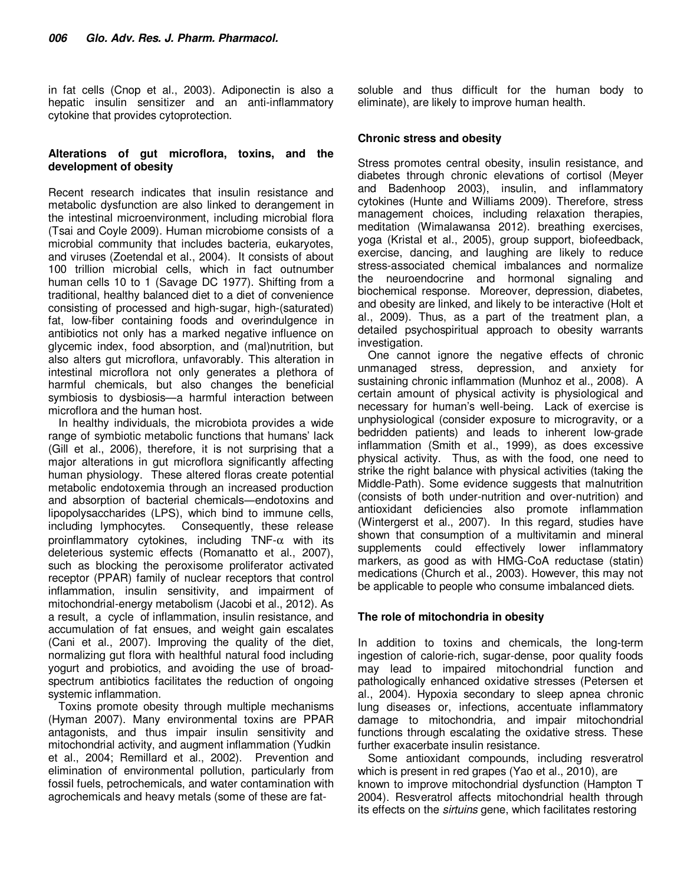in fat cells (Cnop et al., 2003). Adiponectin is also a hepatic insulin sensitizer and an anti-inflammatory cytokine that provides cytoprotection.

## Alterations of gut microflora, toxins, and the development of obesity

Recent research indicates that insulin resistance and metabolic dysfunction are also linked to derangement in the intestinal microenvironment, including microbial flora (Tsai and Coyle 2009). Human microbiome consists of a microbial community that includes bacteria, eukaryotes, and viruses (Zoetendal et al., 2004). It consists of about 100 trillion microbial cells, which in fact outnumber human cells 10 to 1 (Savage DC 1977). Shifting from a traditional, healthy balanced diet to a diet of convenience consisting of processed and high-sugar, high-(saturated) fat, low-fiber containing foods and overindulgence in antibiotics not only has a marked negative influence on glycemic index, food absorption, and (mal)nutrition, but also alters gut microflora, unfavorably. This alteration in intestinal microflora not only generates a plethora of harmful chemicals, but also changes the beneficial symbiosis to dysbiosis—a harmful interaction between microflora and the human host.

In healthy individuals, the microbiota provides a wide range of symbiotic metabolic functions that humans' lack (Gill et al., 2006), therefore, it is not surprising that a major alterations in gut microflora significantly affecting human physiology. These altered floras create potential metabolic endotoxemia through an increased production and absorption of bacterial chemicals—endotoxins and lipopolysaccharides (LPS), which bind to immune cells, including lymphocytes. Consequently, these release proinflammatory cytokines, including TNF-$\alpha$ with its deleterious systemic effects (Romanatto et al., 2007), such as blocking the peroxisome proliferator activated receptor (PPAR) family of nuclear receptors that control inflammation, insulin sensitivity, and impairment of mitochondrial-energy metabolism (Jacobi et al., 2012). As a result, a cycle of inflammation, insulin resistance, and accumulation of fat ensues, and weight gain escalates (Cani et al., 2007). Improving the quality of the diet, normalizing gut flora with healthful natural food including yogurt and probiotics, and avoiding the use of broad-spectrum antibiotics facilitates the reduction of ongoing systemic inflammation.

Toxins promote obesity through multiple mechanisms (Hyman 2007). Many environmental toxins are PPAR antagonists, and thus impair insulin sensitivity and mitochondrial activity, and augment inflammation (Yudkin et al., 2004; Remillard et al., 2002). Prevention and elimination of environmental pollution, particularly from fossil fuels, petrochemicals, and water contamination with agrochemicals and heavy metals (some of these are fat-soluble and thus difficult for the human body to eliminate), are likely to improve human health.

## Chronic stress and obesity

Stress promotes central obesity, insulin resistance, and diabetes through chronic elevations of cortisol (Meyer and Badenhoop 2003), insulin, and inflammatory cytokines (Hunte and Williams 2009). Therefore, stress management choices, including relaxation therapies, meditation (Wimalawansa 2012). breathing exercises, yoga (Kristal et al., 2005), group support, biofeedback, exercise, dancing, and laughing are likely to reduce stress-associated chemical imbalances and normalize the neuroendocrine and hormonal signaling and biochemical response. Moreover, depression, diabetes, and obesity are linked, and likely to be interactive (Holt et al., 2009). Thus, as a part of the treatment plan, a detailed psychospiritual approach to obesity warrants investigation.

One cannot ignore the negative effects of chronic unmanaged stress, depression, and anxiety for sustaining chronic inflammation (Munhoz et al., 2008). A certain amount of physical activity is physiological and necessary for human's well-being. Lack of exercise is unphysiological (consider exposure to microgravity, or a bedridden patients) and leads to inherent low-grade inflammation (Smith et al., 1999), as does excessive physical activity. Thus, as with the food, one need to strike the right balance with physical activities (taking the Middle-Path). Some evidence suggests that malnutrition (consists of both under-nutrition and over-nutrition) and antioxidant deficiencies also promote inflammation (Wintergerst et al., 2007). In this regard, studies have shown that consumption of a multivitamin and mineral supplements could effectively lower inflammatory markers, as good as with HMG-CoA reductase (statin) medications (Church et al., 2003). However, this may not be applicable to people who consume imbalanced diets.

## The role of mitochondria in obesity

In addition to toxins and chemicals, the long-term ingestion of calorie-rich, sugar-dense, poor quality foods may lead to impaired mitochondrial function and pathologically enhanced oxidative stresses (Petersen et al., 2004). Hypoxia secondary to sleep apnea chronic lung diseases or, infections, accentuate inflammatory damage to mitochondria, and impair mitochondrial functions through escalating the oxidative stress. These further exacerbate insulin resistance.

Some antioxidant compounds, including resveratrol which is present in red grapes (Yao et al., 2010), are known to improve mitochondrial dysfunction (Hampton T 2004). Resveratrol affects mitochondrial health through its effects on the *sirtuins* gene, which facilitates restoring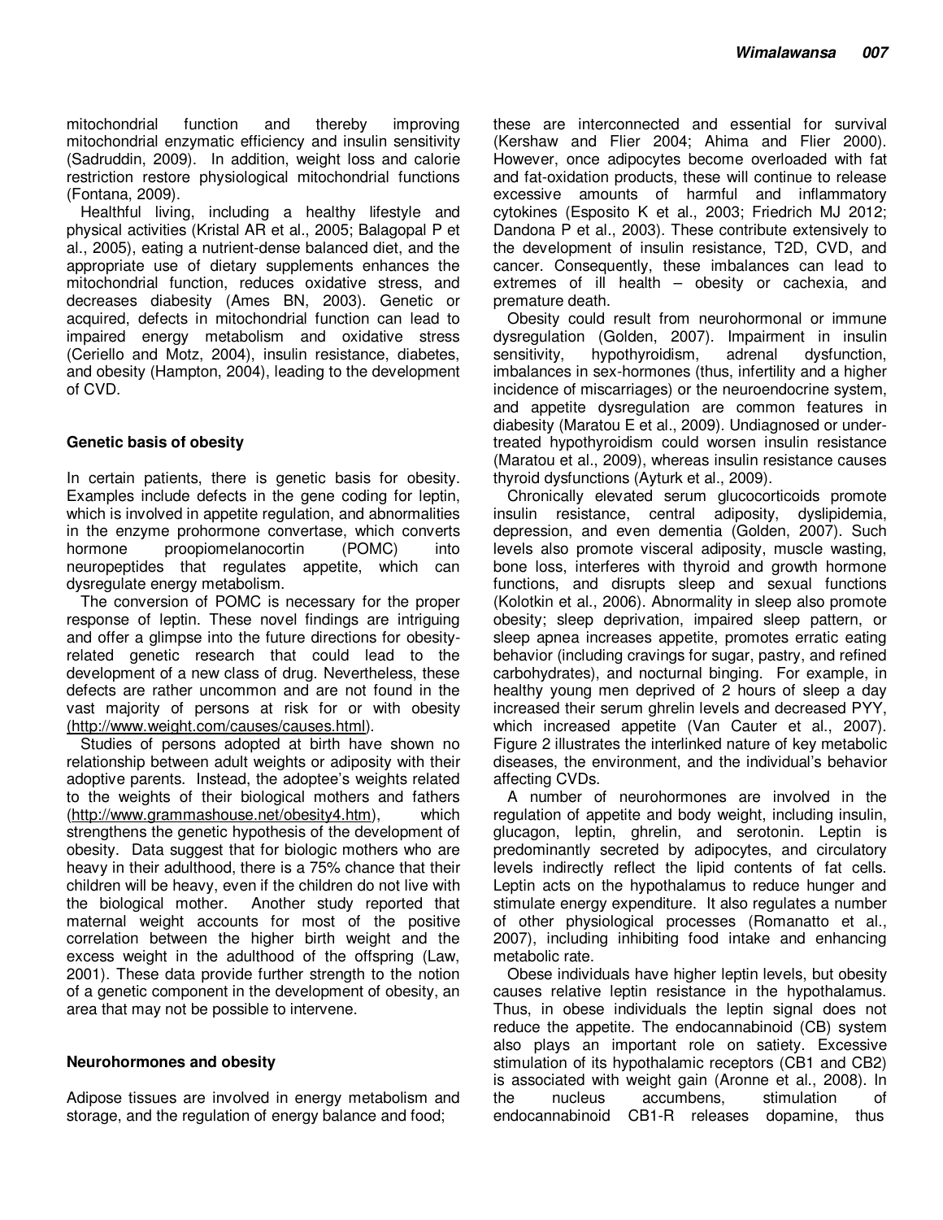mitochondrial function and thereby improving mitochondrial enzymatic efficiency and insulin sensitivity (Sadruddin, 2009). In addition, weight loss and calorie restriction restore physiological mitochondrial functions (Fontana, 2009).

Healthful living, including a healthy lifestyle and physical activities (Kristal AR et al., 2005; Balagopal P et al., 2005), eating a nutrient-dense balanced diet, and the appropriate use of dietary supplements enhances the mitochondrial function, reduces oxidative stress, and decreases diabesity (Ames BN, 2003). Genetic or acquired, defects in mitochondrial function can lead to impaired energy metabolism and oxidative stress (Ceriello and Motz, 2004), insulin resistance, diabetes, and obesity (Hampton, 2004), leading to the development of CVD.

## Genetic basis of obesity

In certain patients, there is genetic basis for obesity. Examples include defects in the gene coding for leptin, which is involved in appetite regulation, and abnormalities in the enzyme prohormone convertase, which converts hormone proopiomelanocortin (POMC) into neuropeptides that regulates appetite, which can dysregulate energy metabolism.

The conversion of POMC is necessary for the proper response of leptin. These novel findings are intriguing and offer a glimpse into the future directions for obesity-related genetic research that could lead to the development of a new class of drug. Nevertheless, these defects are rather uncommon and are not found in the vast majority of persons at risk for or with obesity (http://www.weight.com/causes/causes.html).

Studies of persons adopted at birth have shown no relationship between adult weights or adiposity with their adoptive parents. Instead, the adoptee's weights related to the weights of their biological mothers and fathers (http://www.grammashouse.net/obesity4.htm), which strengthens the genetic hypothesis of the development of obesity. Data suggest that for biologic mothers who are heavy in their adulthood, there is a 75% chance that their children will be heavy, even if the children do not live with the biological mother. Another study reported that maternal weight accounts for most of the positive correlation between the higher birth weight and the excess weight in the adulthood of the offspring (Law, 2001). These data provide further strength to the notion of a genetic component in the development of obesity, an area that may not be possible to intervene.

## Neurohormones and obesity

Adipose tissues are involved in energy metabolism and storage, and the regulation of energy balance and food; these are interconnected and essential for survival (Kershaw and Flier 2004; Ahima and Flier 2000). However, once adipocytes become overloaded with fat and fat-oxidation products, these will continue to release excessive amounts of harmful and inflammatory cytokines (Esposito K et al., 2003; Friedrich MJ 2012; Dandona P et al., 2003). These contribute extensively to the development of insulin resistance, T2D, CVD, and cancer. Consequently, these imbalances can lead to extremes of ill health – obesity or cachexia, and premature death.

Obesity could result from neurohormonal or immune dysregulation (Golden, 2007). Impairment in insulin sensitivity, hypothyroidism, adrenal dysfunction, imbalances in sex-hormones (thus, infertility and a higher incidence of miscarriages) or the neuroendocrine system, and appetite dysregulation are common features in diabesity (Maratou E et al., 2009). Undiagnosed or under-treated hypothyroidism could worsen insulin resistance (Maratou et al., 2009), whereas insulin resistance causes thyroid dysfunctions (Ayturk et al., 2009).

Chronically elevated serum glucocorticoids promote insulin resistance, central adiposity, dyslipidemia, depression, and even dementia (Golden, 2007). Such levels also promote visceral adiposity, muscle wasting, bone loss, interferes with thyroid and growth hormone functions, and disrupts sleep and sexual functions (Kolotkin et al., 2006). Abnormality in sleep also promote obesity; sleep deprivation, impaired sleep pattern, or sleep apnea increases appetite, promotes erratic eating behavior (including cravings for sugar, pastry, and refined carbohydrates), and nocturnal binging. For example, in healthy young men deprived of 2 hours of sleep a day increased their serum ghrelin levels and decreased PYY, which increased appetite (Van Cauter et al., 2007). Figure 2 illustrates the interlinked nature of key metabolic diseases, the environment, and the individual's behavior affecting CVDs.

A number of neurohormones are involved in the regulation of appetite and body weight, including insulin, glucagon, leptin, ghrelin, and serotonin. Leptin is predominantly secreted by adipocytes, and circulatory levels indirectly reflect the lipid contents of fat cells. Leptin acts on the hypothalamus to reduce hunger and stimulate energy expenditure. It also regulates a number of other physiological processes (Romanatto et al., 2007), including inhibiting food intake and enhancing metabolic rate.

Obese individuals have higher leptin levels, but obesity causes relative leptin resistance in the hypothalamus. Thus, in obese individuals the leptin signal does not reduce the appetite. The endocannabinoid (CB) system also plays an important role on satiety. Excessive stimulation of its hypothalamic receptors (CB1 and CB2) is associated with weight gain (Aronne et al., 2008). In the nucleus accumbens, stimulation of endocannabinoid CB1-R releases dopamine, thus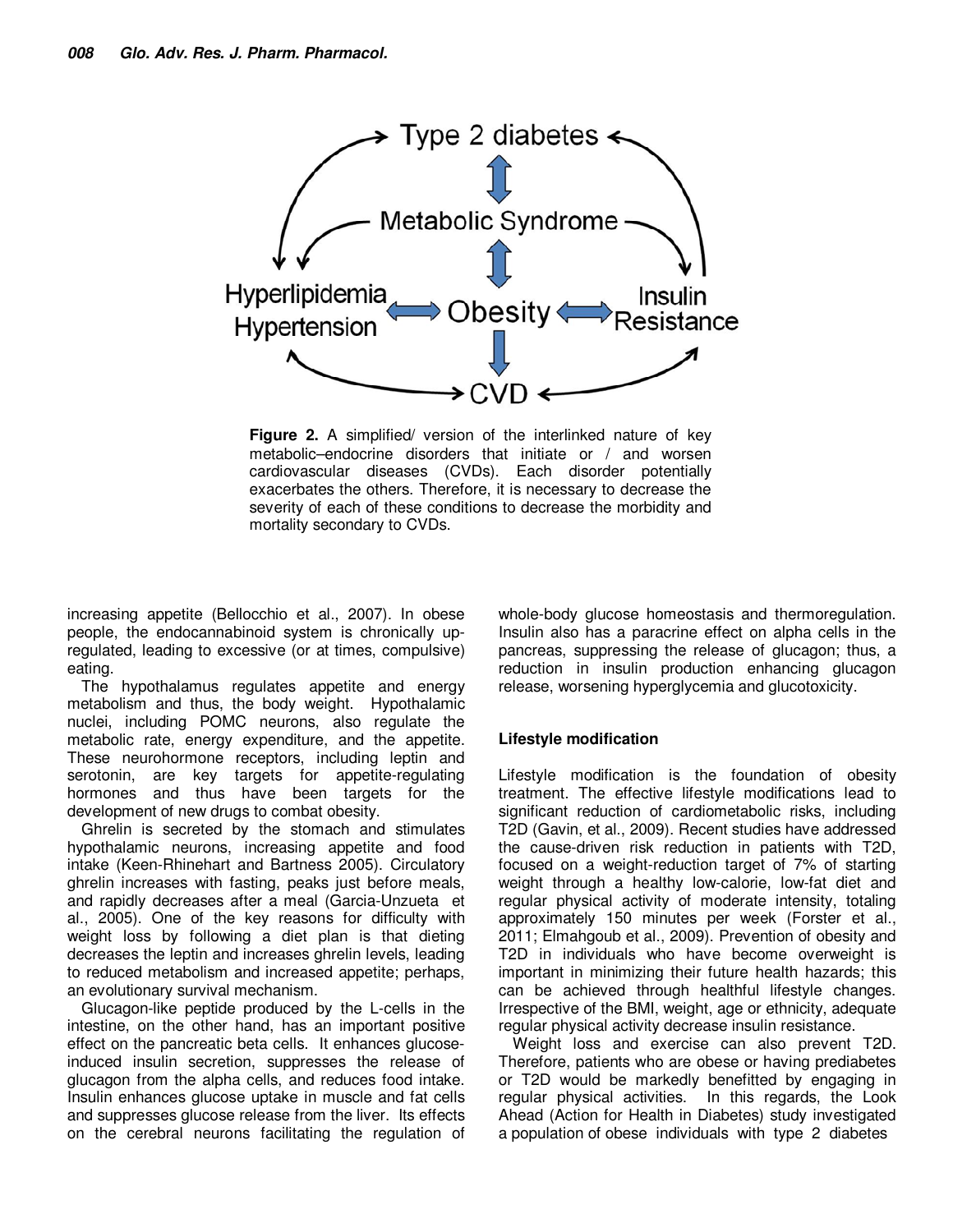**Figure 2.** A simplified/ version of the interlinked nature of key metabolic–endocrine disorders that initiate or / and worsen cardiovascular diseases (CVDs). Each disorder potentially exacerbates the others. Therefore, it is necessary to decrease the severity of each of these conditions to decrease the morbidity and mortality secondary to CVDs.

increasing appetite (Bellocchio et al., 2007). In obese people, the endocannabinoid system is chronically up-regulated, leading to excessive (or at times, compulsive) eating.

The hypothalamus regulates appetite and energy metabolism and thus, the body weight. Hypothalamic nuclei, including POMC neurons, also regulate the metabolic rate, energy expenditure, and the appetite. These neurohormone receptors, including leptin and serotonin, are key targets for appetite-regulating hormones and thus have been targets for the development of new drugs to combat obesity.

Ghrelin is secreted by the stomach and stimulates hypothalamic neurons, increasing appetite and food intake (Keen-Rhinehart and Bartness 2005). Circulatory ghrelin increases with fasting, peaks just before meals, and rapidly decreases after a meal (Garcia-Unzueta et al., 2005). One of the key reasons for difficulty with weight loss by following a diet plan is that dieting decreases the leptin and increases ghrelin levels, leading to reduced metabolism and increased appetite; perhaps, an evolutionary survival mechanism.

Glucagon-like peptide produced by the L-cells in the intestine, on the other hand, has an important positive effect on the pancreatic beta cells. It enhances glucose-induced insulin secretion, suppresses the release of glucagon from the alpha cells, and reduces food intake. Insulin enhances glucose uptake in muscle and fat cells and suppresses glucose release from the liver. Its effects on the cerebral neurons facilitating the regulation of whole-body glucose homeostasis and thermoregulation. Insulin also has a paracrine effect on alpha cells in the pancreas, suppressing the release of glucagon; thus, a reduction in insulin production enhancing glucagon release, worsening hyperglycemia and glucotoxicity.

### Lifestyle modification

Lifestyle modification is the foundation of obesity treatment. The effective lifestyle modifications lead to significant reduction of cardiometabolic risks, including T2D (Gavin, et al., 2009). Recent studies have addressed the cause-driven risk reduction in patients with T2D, focused on a weight-reduction target of 7% of starting weight through a healthy low-calorie, low-fat diet and regular physical activity of moderate intensity, totaling approximately 150 minutes per week (Forster et al., 2011; Elmahgoub et al., 2009). Prevention of obesity and T2D in individuals who have become overweight is important in minimizing their future health hazards; this can be achieved through healthful lifestyle changes. Irrespective of the BMI, weight, age or ethnicity, adequate regular physical activity decrease insulin resistance.

Weight loss and exercise can also prevent T2D. Therefore, patients who are obese or having prediabetes or T2D would be markedly benefitted by engaging in regular physical activities. In this regards, the Look Ahead (Action for Health in Diabetes) study investigated a population of obese individuals with type 2 diabetes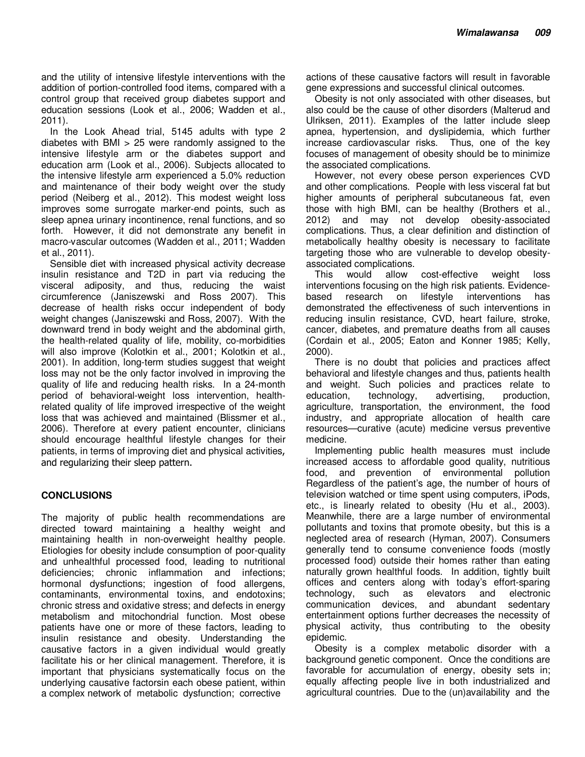and the utility of intensive lifestyle interventions with the addition of portion-controlled food items, compared with a control group that received group diabetes support and education sessions (Look et al., 2006; Wadden et al., 2011).

In the Look Ahead trial, 5145 adults with type 2 diabetes with BMI > 25 were randomly assigned to the intensive lifestyle arm or the diabetes support and education arm (Look et al., 2006). Subjects allocated to the intensive lifestyle arm experienced a 5.0% reduction and maintenance of their body weight over the study period (Neiberg et al., 2012). This modest weight loss improves some surrogate marker-end points, such as sleep apnea urinary incontinence, renal functions, and so forth. However, it did not demonstrate any benefit in macro-vascular outcomes (Wadden et al., 2011; Wadden et al., 2011).

Sensible diet with increased physical activity decrease insulin resistance and T2D in part via reducing the visceral adiposity, and thus, reducing the waist circumference (Janiszewski and Ross 2007). This decrease of health risks occur independent of body weight changes (Janiszewski and Ross, 2007). With the downward trend in body weight and the abdominal girth, the health-related quality of life, mobility, co-morbidities will also improve (Kolotkin et al., 2001; Kolotkin et al., 2001). In addition, long-term studies suggest that weight loss may not be the only factor involved in improving the quality of life and reducing health risks. In a 24-month period of behavioral-weight loss intervention, health-related quality of life improved irrespective of the weight loss that was achieved and maintained (Blissmer et al., 2006). Therefore at every patient encounter, clinicians should encourage healthful lifestyle changes for their patients, in terms of improving diet and physical activities, and regularizing their sleep pattern.

## CONCLUSIONS

The majority of public health recommendations are directed toward maintaining a healthy weight and maintaining health in non-overweight healthy people. Etiologies for obesity include consumption of poor-quality and unhealthful processed food, leading to nutritional deficiencies; chronic inflammation and infections; hormonal dysfunctions; ingestion of food allergens, contaminants, environmental toxins, and endotoxins; chronic stress and oxidative stress; and defects in energy metabolism and mitochondrial function. Most obese patients have one or more of these factors, leading to insulin resistance and obesity. Understanding the causative factors in a given individual would greatly facilitate his or her clinical management. Therefore, it is important that physicians systematically focus on the underlying causative factorsin each obese patient, within a complex network of metabolic dysfunction; corrective actions of these causative factors will result in favorable gene expressions and successful clinical outcomes.

Obesity is not only associated with other diseases, but also could be the cause of other disorders (Malterud and Ulriksen, 2011). Examples of the latter include sleep apnea, hypertension, and dyslipidemia, which further increase cardiovascular risks. Thus, one of the key focuses of management of obesity should be to minimize the associated complications.

However, not every obese person experiences CVD and other complications. People with less visceral fat but higher amounts of peripheral subcutaneous fat, even those with high BMI, can be healthy (Brothers et al., 2012) and may not develop obesity-associated complications. Thus, a clear definition and distinction of metabolically healthy obesity is necessary to facilitate targeting those who are vulnerable to develop obesity-associated complications.

This would allow cost-effective weight loss interventions focusing on the high risk patients. Evidence-based research on lifestyle interventions has demonstrated the effectiveness of such interventions in reducing insulin resistance, CVD, heart failure, stroke, cancer, diabetes, and premature deaths from all causes (Cordain et al., 2005; Eaton and Konner 1985; Kelly, 2000).

There is no doubt that policies and practices affect behavioral and lifestyle changes and thus, patients health and weight. Such policies and practices relate to education, technology, advertising, production, agriculture, transportation, the environment, the food industry, and appropriate allocation of health care resources—curative (acute) medicine versus preventive medicine.

Implementing public health measures must include increased access to affordable good quality, nutritious food, and prevention of environmental pollution Regardless of the patient's age, the number of hours of television watched or time spent using computers, iPods, etc., is linearly related to obesity (Hu et al., 2003). Meanwhile, there are a large number of environmental pollutants and toxins that promote obesity, but this is a neglected area of research (Hyman, 2007). Consumers generally tend to consume convenience foods (mostly processed food) outside their homes rather than eating naturally grown healthful foods. In addition, tightly built offices and centers along with today's effort-sparing technology, such as elevators and electronic communication devices, and abundant sedentary entertainment options further decreases the necessity of physical activity, thus contributing to the obesity epidemic.

Obesity is a complex metabolic disorder with a background genetic component. Once the conditions are favorable for accumulation of energy, obesity sets in; equally affecting people live in both industrialized and agricultural countries. Due to the (un)availability and the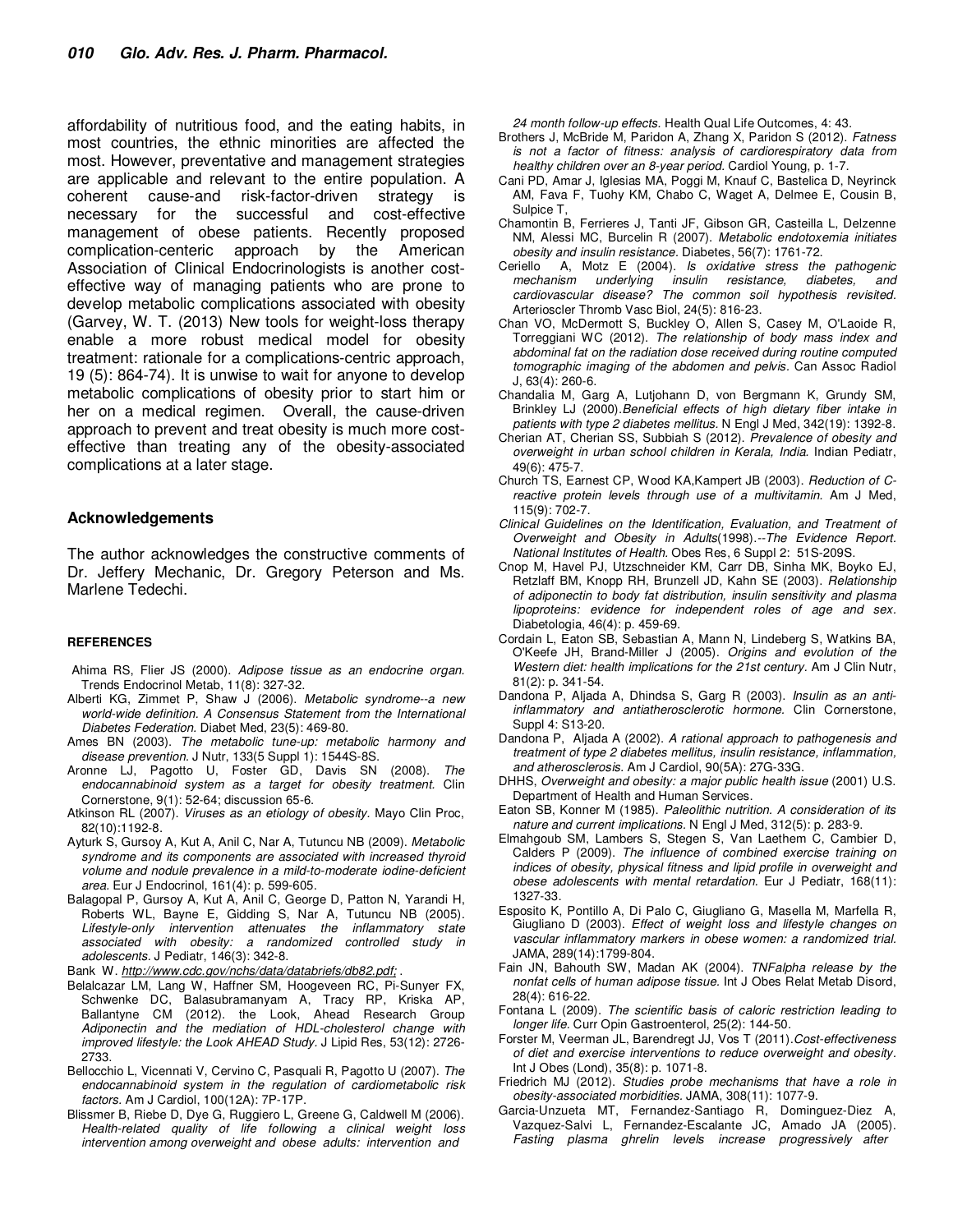affordability of nutritious food, and the eating habits, in most countries, the ethnic minorities are affected the most. However, preventative and management strategies are applicable and relevant to the entire population. A coherent cause-and risk-factor-driven strategy is necessary for the successful and cost-effective management of obese patients. Recently proposed complication-centeric approach by the American Association of Clinical Endocrinologists is another cost-effective way of managing patients who are prone to develop metabolic complications associated with obesity (Garvey, W. T. (2013) New tools for weight-loss therapy enable a more robust medical model for obesity treatment: rationale for a complications-centric approach, 19 (5): 864-74). It is unwise to wait for anyone to develop metabolic complications of obesity prior to start him or her on a medical regimen. Overall, the cause-driven approach to prevent and treat obesity is much more cost-effective than treating any of the obesity-associated complications at a later stage.

## Acknowledgements

The author acknowledges the constructive comments of Dr. Jeffery Mechanic, Dr. Gregory Peterson and Ms. Marlene Tedechi.

## REFERENCES

Ahima RS, Flier JS (2000). *Adipose tissue as an endocrine organ.* Trends Endocrinol Metab, 11(8): 327-32.

Alberti KG, Zimmet P, Shaw J (2006). *Metabolic syndrome--a new world-wide definition. A Consensus Statement from the International Diabetes Federation.* Diabet Med, 23(5): 469-80.

Ames BN (2003). *The metabolic tune-up: metabolic harmony and disease prevention.* J Nutr, 133(5 Suppl 1): 1544S-8S.

Aronne LJ, Pagotto U, Foster GD, Davis SN (2008). *The endocannabinoid system as a target for obesity treatment.* Clin Cornerstone, 9(1): 52-64; discussion 65-6.

Atkinson RL (2007). *Viruses as an etiology of obesity.* Mayo Clin Proc, 82(10):1192-8.

Ayturk S, Gursoy A, Kut A, Anil C, Nar A, Tutuncu NB (2009). *Metabolic syndrome and its components are associated with increased thyroid volume and nodule prevalence in a mild-to-moderate iodine-deficient area.* Eur J Endocrinol, 161(4): p. 599-605.

Balagopal P, Gursoy A, Kut A, Anil C, George D, Patton N, Yarandi H, Roberts WL, Bayne E, Gidding S, Nar A, Tutuncu NB (2005). *Lifestyle-only intervention attenuates the inflammatory state associated with obesity: a randomized controlled study in adolescents.* J Pediatr, 146(3): 342-8.

Bank W. http://www.cdc.gov/nchs/data/databriefs/db82.pdf; .

Belalcazar LM, Lang W, Haffner SM, Hoogeveen RC, Pi-Sunyer FX, Schwenke DC, Balasubramanyam A, Tracy RP, Kriska AP, Ballantyne CM (2012). the Look, Ahead Research Group *Adiponectin and the mediation of HDL-cholesterol change with improved lifestyle: the Look AHEAD Study.* J Lipid Res, 53(12): 2726-2733.

Bellocchio L, Vicennati V, Cervino C, Pasquali R, Pagotto U (2007). *The endocannabinoid system in the regulation of cardiometabolic risk factors.* Am J Cardiol, 100(12A): 7P-17P.

Blissmer B, Riebe D, Dye G, Ruggiero L, Greene G, Caldwell M (2006). *Health-related quality of life following a clinical weight loss intervention among overweight and obese adults: intervention and 24 month follow-up effects.* Health Qual Life Outcomes, 4: 43.

Brothers J, McBride M, Paridon A, Zhang X, Paridon S (2012). *Fatness is not a factor of fitness: analysis of cardiorespiratory data from healthy children over an 8-year period.* Cardiol Young, p. 1-7.

Cani PD, Amar J, Iglesias MA, Poggi M, Knauf C, Bastelica D, Neyrinck AM, Fava F, Tuohy KM, Chabo C, Waget A, Delmee E, Cousin B, Sulpice T,

Chamontin B, Ferrieres J, Tanti JF, Gibson GR, Casteilla L, Delzenne NM, Alessi MC, Burcelin R (2007). *Metabolic endotoxemia initiates obesity and insulin resistance.* Diabetes, 56(7): 1761-72.

Ceriello A, Motz E (2004). *Is oxidative stress the pathogenic mechanism underlying insulin resistance, diabetes, and cardiovascular disease? The common soil hypothesis revisited.* Arterioscler Thromb Vasc Biol, 24(5): 816-23.

Chan VO, McDermott S, Buckley O, Allen S, Casey M, O'Laoide R, Torreggiani WC (2012). *The relationship of body mass index and abdominal fat on the radiation dose received during routine computed tomographic imaging of the abdomen and pelvis.* Can Assoc Radiol J, 63(4): 260-6.

Chandalia M, Garg A, Lutjohann D, von Bergmann K, Grundy SM, Brinkley LJ (2000).*Beneficial effects of high dietary fiber intake in patients with type 2 diabetes mellitus.* N Engl J Med, 342(19): 1392-8.

Cherian AT, Cherian SS, Subbiah S (2012). *Prevalence of obesity and overweight in urban school children in Kerala, India.* Indian Pediatr, 49(6): 475-7.

Church TS, Earnest CP, Wood KA,Kampert JB (2003). *Reduction of C-reactive protein levels through use of a multivitamin.* Am J Med, 115(9): 702-7.

*Clinical Guidelines on the Identification, Evaluation, and Treatment of Overweight and Obesity in Adults*(1998).--*The Evidence Report. National Institutes of Health.* Obes Res, 6 Suppl 2: 51S-209S.

Cnop M, Havel PJ, Utzschneider KM, Carr DB, Sinha MK, Boyko EJ, Retzlaff BM, Knopp RH, Brunzell JD, Kahn SE (2003). *Relationship of adiponectin to body fat distribution, insulin sensitivity and plasma lipoproteins: evidence for independent roles of age and sex.* Diabetologia, 46(4): p. 459-69.

Cordain L, Eaton SB, Sebastian A, Mann N, Lindeberg S, Watkins BA, O'Keefe JH, Brand-Miller J (2005). *Origins and evolution of the Western diet: health implications for the 21st century.* Am J Clin Nutr, 81(2): p. 341-54.

Dandona P, Aljada A, Dhindsa S, Garg R (2003). *Insulin as an anti-inflammatory and antiatherosclerotic hormone.* Clin Cornerstone, Suppl 4: S13-20.

Dandona P, Aljada A (2002). *A rational approach to pathogenesis and treatment of type 2 diabetes mellitus, insulin resistance, inflammation, and atherosclerosis.* Am J Cardiol, 90(5A): 27G-33G.

DHHS, *Overweight and obesity: a major public health issue* (2001) U.S. Department of Health and Human Services.

Eaton SB, Konner M (1985). *Paleolithic nutrition. A consideration of its nature and current implications.* N Engl J Med, 312(5): p. 283-9.

Elmahgoub SM, Lambers S, Stegen S, Van Laethem C, Cambier D, Calders P (2009). *The influence of combined exercise training on indices of obesity, physical fitness and lipid profile in overweight and obese adolescents with mental retardation.* Eur J Pediatr, 168(11): 1327-33.

Esposito K, Pontillo A, Di Palo C, Giugliano G, Masella M, Marfella R, Giugliano D (2003). *Effect of weight loss and lifestyle changes on vascular inflammatory markers in obese women: a randomized trial.* JAMA, 289(14):1799-804.

Fain JN, Bahouth SW, Madan AK (2004). *TNFalpha release by the nonfat cells of human adipose tissue.* Int J Obes Relat Metab Disord, 28(4): 616-22.

Fontana L (2009). *The scientific basis of caloric restriction leading to longer life.* Curr Opin Gastroenterol, 25(2): 144-50.

Forster M, Veerman JL, Barendregt JJ, Vos T (2011).*Cost-effectiveness of diet and exercise interventions to reduce overweight and obesity.* Int J Obes (Lond), 35(8): p. 1071-8.

Friedrich MJ (2012). *Studies probe mechanisms that have a role in obesity-associated morbidities.* JAMA, 308(11): 1077-9.

Garcia-Unzueta MT, Fernandez-Santiago R, Dominguez-Diez A, Vazquez-Salvi L, Fernandez-Escalante JC, Amado JA (2005). *Fasting plasma ghrelin levels increase progressively after*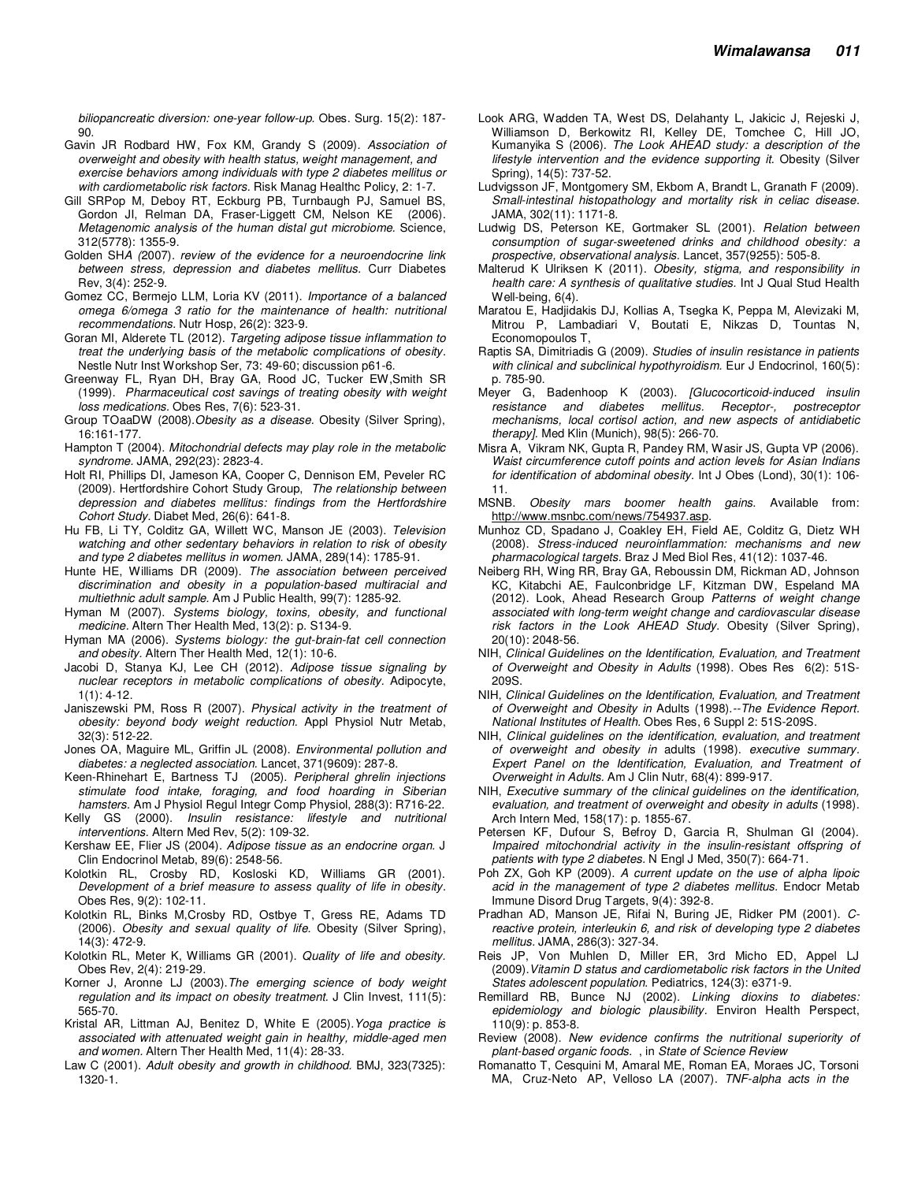*biliopancreatic diversion: one-year follow-up.* Obes. Surg. 15(2): 187-90.

Gavin JR Rodbard HW, Fox KM, Grandy S (2009). *Association of overweight and obesity with health status, weight management, and exercise behaviors among individuals with type 2 diabetes mellitus or with cardiometabolic risk factors.* Risk Manag Healthc Policy, 2: 1-7.

Gill SRPop M, Deboy RT, Eckburg PB, Turnbaugh PJ, Samuel BS, Gordon JI, Relman DA, Fraser-Liggett CM, Nelson KE (2006). *Metagenomic analysis of the human distal gut microbiome.* Science, 312(5778): 1355-9.

Golden SH*A (*2007). *review of the evidence for a neuroendocrine link between stress, depression and diabetes mellitus.* Curr Diabetes Rev, 3(4): 252-9.

Gomez CC, Bermejo LLM, Loria KV (2011). *Importance of a balanced omega 6/omega 3 ratio for the maintenance of health: nutritional recommendations.* Nutr Hosp, 26(2): 323-9.

Goran MI, Alderete TL (2012). *Targeting adipose tissue inflammation to treat the underlying basis of the metabolic complications of obesity.* Nestle Nutr Inst Workshop Ser, 73: 49-60; discussion p61-6.

Greenway FL, Ryan DH, Bray GA, Rood JC, Tucker EW,Smith SR (1999). *Pharmaceutical cost savings of treating obesity with weight loss medications.* Obes Res, 7(6): 523-31.

Group TOaaDW (2008).*Obesity as a disease.* Obesity (Silver Spring), 16:161-177.

Hampton T (2004). *Mitochondrial defects may play role in the metabolic syndrome.* JAMA, 292(23): 2823-4.

Holt RI, Phillips DI, Jameson KA, Cooper C, Dennison EM, Peveler RC (2009). Hertfordshire Cohort Study Group, *The relationship between depression and diabetes mellitus: findings from the Hertfordshire Cohort Study.* Diabet Med, 26(6): 641-8.

Hu FB, Li TY, Colditz GA, Willett WC, Manson JE (2003). *Television watching and other sedentary behaviors in relation to risk of obesity and type 2 diabetes mellitus in women.* JAMA, 289(14): 1785-91.

Hunte HE, Williams DR (2009). *The association between perceived discrimination and obesity in a population-based multiracial and multiethnic adult sample.* Am J Public Health, 99(7): 1285-92.

Hyman M (2007). *Systems biology, toxins, obesity, and functional medicine.* Altern Ther Health Med, 13(2): p. S134-9.

Hyman MA (2006). *Systems biology: the gut-brain-fat cell connection and obesity.* Altern Ther Health Med, 12(1): 10-6.

Jacobi D, Stanya KJ, Lee CH (2012). *Adipose tissue signaling by nuclear receptors in metabolic complications of obesity.* Adipocyte, 1(1): 4-12.

Janiszewski PM, Ross R (2007). *Physical activity in the treatment of obesity: beyond body weight reduction.* Appl Physiol Nutr Metab, 32(3): 512-22.

Jones OA, Maguire ML, Griffin JL (2008). *Environmental pollution and diabetes: a neglected association.* Lancet, 371(9609): 287-8.

Keen-Rhinehart E, Bartness TJ (2005). *Peripheral ghrelin injections stimulate food intake, foraging, and food hoarding in Siberian hamsters.* Am J Physiol Regul Integr Comp Physiol, 288(3): R716-22.

Kelly GS (2000). *Insulin resistance: lifestyle and nutritional interventions.* Altern Med Rev, 5(2): 109-32.

Kershaw EE, Flier JS (2004). *Adipose tissue as an endocrine organ.* J Clin Endocrinol Metab, 89(6): 2548-56.

Kolotkin RL, Crosby RD, Kosloski KD, Williams GR (2001). *Development of a brief measure to assess quality of life in obesity.* Obes Res, 9(2): 102-11.

Kolotkin RL, Binks M,Crosby RD, Ostbye T, Gress RE, Adams TD (2006). *Obesity and sexual quality of life.* Obesity (Silver Spring), 14(3): 472-9.

Kolotkin RL, Meter K, Williams GR (2001). *Quality of life and obesity.* Obes Rev, 2(4): 219-29.

Korner J, Aronne LJ (2003).*The emerging science of body weight regulation and its impact on obesity treatment.* J Clin Invest, 111(5): 565-70.

Kristal AR, Littman AJ, Benitez D, White E (2005).*Yoga practice is associated with attenuated weight gain in healthy, middle-aged men and women.* Altern Ther Health Med, 11(4): 28-33.

Law C (2001). *Adult obesity and growth in childhood.* BMJ, 323(7325): 1320-1.

Look ARG, Wadden TA, West DS, Delahanty L, Jakicic J, Rejeski J, Williamson D, Berkowitz RI, Kelley DE, Tomchee C, Hill JO, Kumanyika S (2006). *The Look AHEAD study: a description of the lifestyle intervention and the evidence supporting it.* Obesity (Silver Spring), 14(5): 737-52.

Ludvigsson JF, Montgomery SM, Ekbom A, Brandt L, Granath F (2009). *Small-intestinal histopathology and mortality risk in celiac disease.* JAMA, 302(11): 1171-8.

Ludwig DS, Peterson KE, Gortmaker SL (2001). *Relation between consumption of sugar-sweetened drinks and childhood obesity: a prospective, observational analysis.* Lancet, 357(9255): 505-8.

Malterud K Ulriksen K (2011). *Obesity, stigma, and responsibility in health care: A synthesis of qualitative studies.* Int J Qual Stud Health Well-being, 6(4).

Maratou E, Hadjidakis DJ, Kollias A, Tsegka K, Peppa M, Alevizaki M, Mitrou P, Lambadiari V, Boutati E, Nikzas D, Tountas N, Economopoulos T,

Raptis SA, Dimitriadis G (2009). *Studies of insulin resistance in patients with clinical and subclinical hypothyroidism.* Eur J Endocrinol, 160(5): p. 785-90.

Meyer G, Badenhoop K (2003). *[Glucocorticoid-induced insulin resistance and diabetes mellitus. Receptor-, postreceptor mechanisms, local cortisol action, and new aspects of antidiabetic therapy].* Med Klin (Munich), 98(5): 266-70.

Misra A, Vikram NK, Gupta R, Pandey RM, Wasir JS, Gupta VP (2006). *Waist circumference cutoff points and action levels for Asian Indians for identification of abdominal obesity.* Int J Obes (Lond), 30(1): 106-11.

MSNB. *Obesity mars boomer health gains.* Available from: http://www.msnbc.com/news/754937.asp.

Munhoz CD, Spadano J, Coakley EH, Field AE, Colditz G, Dietz WH (2008). *Stress-induced neuroinflammation: mechanisms and new pharmacological targets.* Braz J Med Biol Res, 41(12): 1037-46.

Neiberg RH, Wing RR, Bray GA, Reboussin DM, Rickman AD, Johnson KC, Kitabchi AE, Faulconbridge LF, Kitzman DW, Espeland MA (2012). Look, Ahead Research Group *Patterns of weight change associated with long-term weight change and cardiovascular disease risk factors in the Look AHEAD Study.* Obesity (Silver Spring), 20(10): 2048-56.

NIH, *Clinical Guidelines on the Identification, Evaluation, and Treatment of Overweight and Obesity in Adults* (1998). Obes Res 6(2): 51S-209S.

NIH, *Clinical Guidelines on the Identification, Evaluation, and Treatment of Overweight and Obesity in* Adults (1998).*--The Evidence Report. National Institutes of Health.* Obes Res, 6 Suppl 2: 51S-209S.

NIH, *Clinical guidelines on the identification, evaluation, and treatment of overweight and obesity in* adults (1998). *executive summary. Expert Panel on the Identification, Evaluation, and Treatment of Overweight in Adults.* Am J Clin Nutr, 68(4): 899-917.

NIH, *Executive summary of the clinical guidelines on the identification, evaluation, and treatment of overweight and obesity in adults* (1998). Arch Intern Med, 158(17): p. 1855-67.

Petersen KF, Dufour S, Befroy D, Garcia R, Shulman GI (2004). *Impaired mitochondrial activity in the insulin-resistant offspring of patients with type 2 diabetes.* N Engl J Med, 350(7): 664-71.

Poh ZX, Goh KP (2009). *A current update on the use of alpha lipoic acid in the management of type 2 diabetes mellitus.* Endocr Metab Immune Disord Drug Targets, 9(4): 392-8.

Pradhan AD, Manson JE, Rifai N, Buring JE, Ridker PM (2001). *C-reactive protein, interleukin 6, and risk of developing type 2 diabetes mellitus.* JAMA, 286(3): 327-34.

Reis JP, Von Muhlen D, Miller ER, 3rd Micho ED, Appel LJ (2009).*Vitamin D status and cardiometabolic risk factors in the United States adolescent population.* Pediatrics, 124(3): e371-9.

Remillard RB, Bunce NJ (2002). *Linking dioxins to diabetes: epidemiology and biologic plausibility.* Environ Health Perspect, 110(9): p. 853-8.

Review (2008). *New evidence confirms the nutritional superiority of plant-based organic foods.* , in *State of Science Review*

Romanatto T, Cesquini M, Amaral ME, Roman EA, Moraes JC, Torsoni MA, Cruz-Neto AP, Velloso LA (2007). *TNF-alpha acts in the*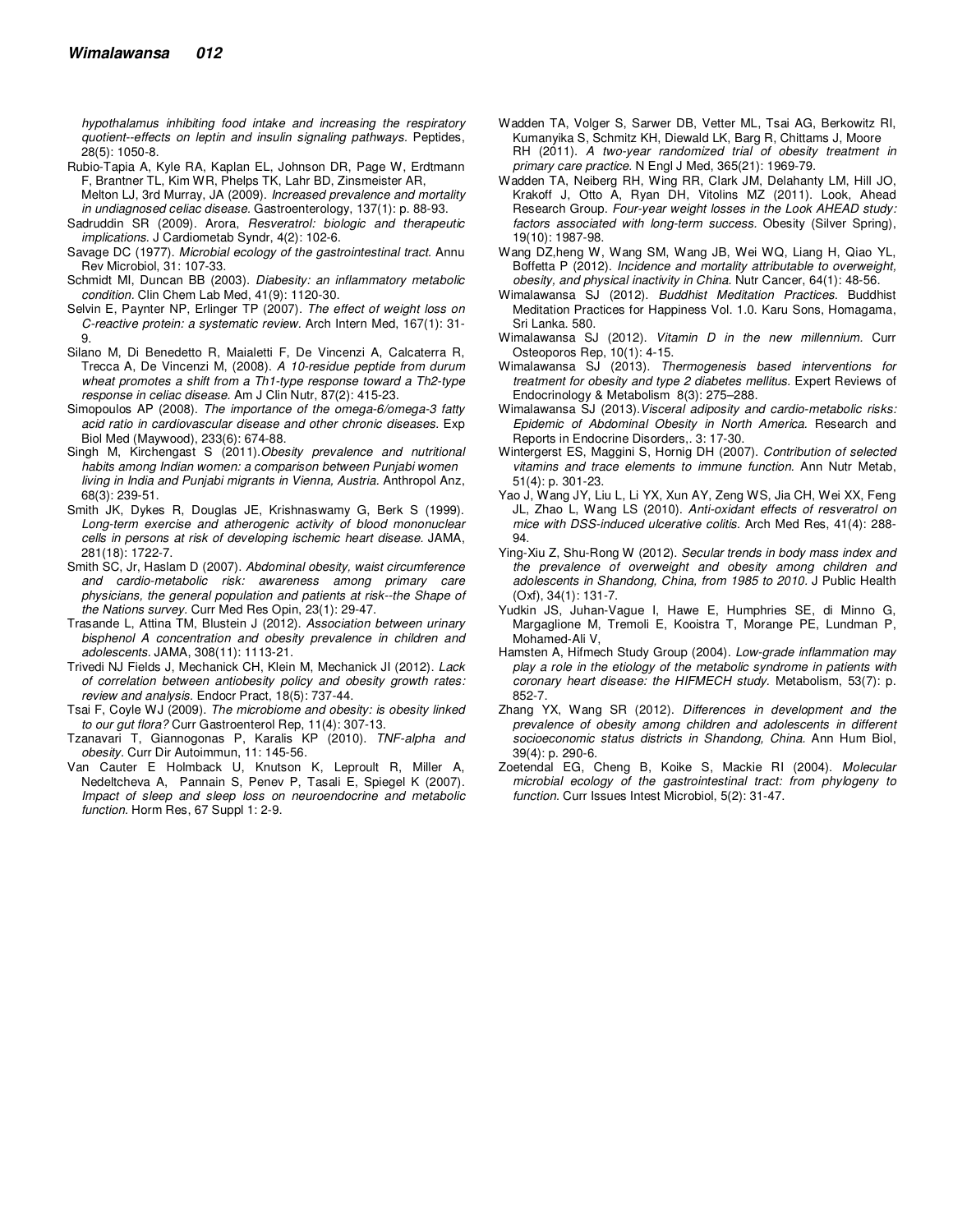*hypothalamus inhibiting food intake and increasing the respiratory quotient--effects on leptin and insulin signaling pathways.* Peptides, 28(5): 1050-8.

Rubio-Tapia A, Kyle RA, Kaplan EL, Johnson DR, Page W, Erdtmann F, Brantner TL, Kim WR, Phelps TK, Lahr BD, Zinsmeister AR, Melton LJ, 3rd Murray, JA (2009). *Increased prevalence and mortality in undiagnosed celiac disease.* Gastroenterology, 137(1): p. 88-93.

Sadruddin SR (2009). Arora, *Resveratrol: biologic and therapeutic implications.* J Cardiometab Syndr, 4(2): 102-6.

Savage DC (1977). *Microbial ecology of the gastrointestinal tract.* Annu Rev Microbiol, 31: 107-33.

Schmidt MI, Duncan BB (2003). *Diabesity: an inflammatory metabolic condition.* Clin Chem Lab Med, 41(9): 1120-30.

Selvin E, Paynter NP, Erlinger TP (2007). *The effect of weight loss on C-reactive protein: a systematic review.* Arch Intern Med, 167(1): 31-9.

Silano M, Di Benedetto R, Maialetti F, De Vincenzi A, Calcaterra R, Trecca A, De Vincenzi M, (2008). *A 10-residue peptide from durum wheat promotes a shift from a Th1-type response toward a Th2-type response in celiac disease.* Am J Clin Nutr, 87(2): 415-23.

Simopoulos AP (2008). *The importance of the omega-6/omega-3 fatty acid ratio in cardiovascular disease and other chronic diseases.* Exp Biol Med (Maywood), 233(6): 674-88.

Singh M, Kirchengast S (2011).*Obesity prevalence and nutritional habits among Indian women: a comparison between Punjabi women living in India and Punjabi migrants in Vienna, Austria.* Anthropol Anz, 68(3): 239-51.

Smith JK, Dykes R, Douglas JE, Krishnaswamy G, Berk S (1999). *Long-term exercise and atherogenic activity of blood mononuclear cells in persons at risk of developing ischemic heart disease.* JAMA, 281(18): 1722-7.

Smith SC, Jr, Haslam D (2007). *Abdominal obesity, waist circumference and cardio-metabolic risk: awareness among primary care physicians, the general population and patients at risk--the Shape of the Nations survey.* Curr Med Res Opin, 23(1): 29-47.

Trasande L, Attina TM, Blustein J (2012). *Association between urinary bisphenol A concentration and obesity prevalence in children and adolescents.* JAMA, 308(11): 1113-21.

Trivedi NJ Fields J, Mechanick CH, Klein M, Mechanick JI (2012). *Lack of correlation between antiobesity policy and obesity growth rates: review and analysis.* Endocr Pract, 18(5): 737-44.

Tsai F, Coyle WJ (2009). *The microbiome and obesity: is obesity linked to our gut flora?* Curr Gastroenterol Rep, 11(4): 307-13.

Tzanavari T, Giannogonas P, Karalis KP (2010). *TNF-alpha and obesity.* Curr Dir Autoimmun, 11: 145-56.

Van Cauter E Holmback U, Knutson K, Leproult R, Miller A, Nedeltcheva A, Pannain S, Penev P, Tasali E, Spiegel K (2007). *Impact of sleep and sleep loss on neuroendocrine and metabolic function.* Horm Res, 67 Suppl 1: 2-9.

Wadden TA, Volger S, Sarwer DB, Vetter ML, Tsai AG, Berkowitz RI, Kumanyika S, Schmitz KH, Diewald LK, Barg R, Chittams J, Moore RH (2011). *A two-year randomized trial of obesity treatment in primary care practice.* N Engl J Med, 365(21): 1969-79.

Wadden TA, Neiberg RH, Wing RR, Clark JM, Delahanty LM, Hill JO, Krakoff J, Otto A, Ryan DH, Vitolins MZ (2011). Look, Ahead Research Group. *Four-year weight losses in the Look AHEAD study: factors associated with long-term success.* Obesity (Silver Spring), 19(10): 1987-98.

Wang DZ,heng W, Wang SM, Wang JB, Wei WQ, Liang H, Qiao YL, Boffetta P (2012). *Incidence and mortality attributable to overweight, obesity, and physical inactivity in China.* Nutr Cancer, 64(1): 48-56.

Wimalawansa SJ (2012). *Buddhist Meditation Practices.* Buddhist Meditation Practices for Happiness Vol. 1.0. Karu Sons, Homagama, Sri Lanka. 580.

Wimalawansa SJ (2012). *Vitamin D in the new millennium.* Curr Osteoporos Rep, 10(1): 4-15.

Wimalawansa SJ (2013). *Thermogenesis based interventions for treatment for obesity and type 2 diabetes mellitus.* Expert Reviews of Endocrinology & Metabolism 8(3): 275–288.

Wimalawansa SJ (2013).*Visceral adiposity and cardio-metabolic risks: Epidemic of Abdominal Obesity in North America.* Research and Reports in Endocrine Disorders,. 3: 17-30.

Wintergerst ES, Maggini S, Hornig DH (2007). *Contribution of selected vitamins and trace elements to immune function.* Ann Nutr Metab, 51(4): p. 301-23.

Yao J, Wang JY, Liu L, Li YX, Xun AY, Zeng WS, Jia CH, Wei XX, Feng JL, Zhao L, Wang LS (2010). *Anti-oxidant effects of resveratrol on mice with DSS-induced ulcerative colitis.* Arch Med Res, 41(4): 288-94.

Ying-Xiu Z, Shu-Rong W (2012). *Secular trends in body mass index and the prevalence of overweight and obesity among children and adolescents in Shandong, China, from 1985 to 2010.* J Public Health (Oxf), 34(1): 131-7.

Yudkin JS, Juhan-Vague I, Hawe E, Humphries SE, di Minno G, Margaglione M, Tremoli E, Kooistra T, Morange PE, Lundman P, Mohamed-Ali V,

Hamsten A, Hifmech Study Group (2004). *Low-grade inflammation may play a role in the etiology of the metabolic syndrome in patients with coronary heart disease: the HIFMECH study.* Metabolism, 53(7): p. 852-7.

Zhang YX, Wang SR (2012). *Differences in development and the prevalence of obesity among children and adolescents in different socioeconomic status districts in Shandong, China.* Ann Hum Biol, 39(4): p. 290-6.

Zoetendal EG, Cheng B, Koike S, Mackie RI (2004). *Molecular microbial ecology of the gastrointestinal tract: from phylogeny to function.* Curr Issues Intest Microbiol, 5(2): 31-47.